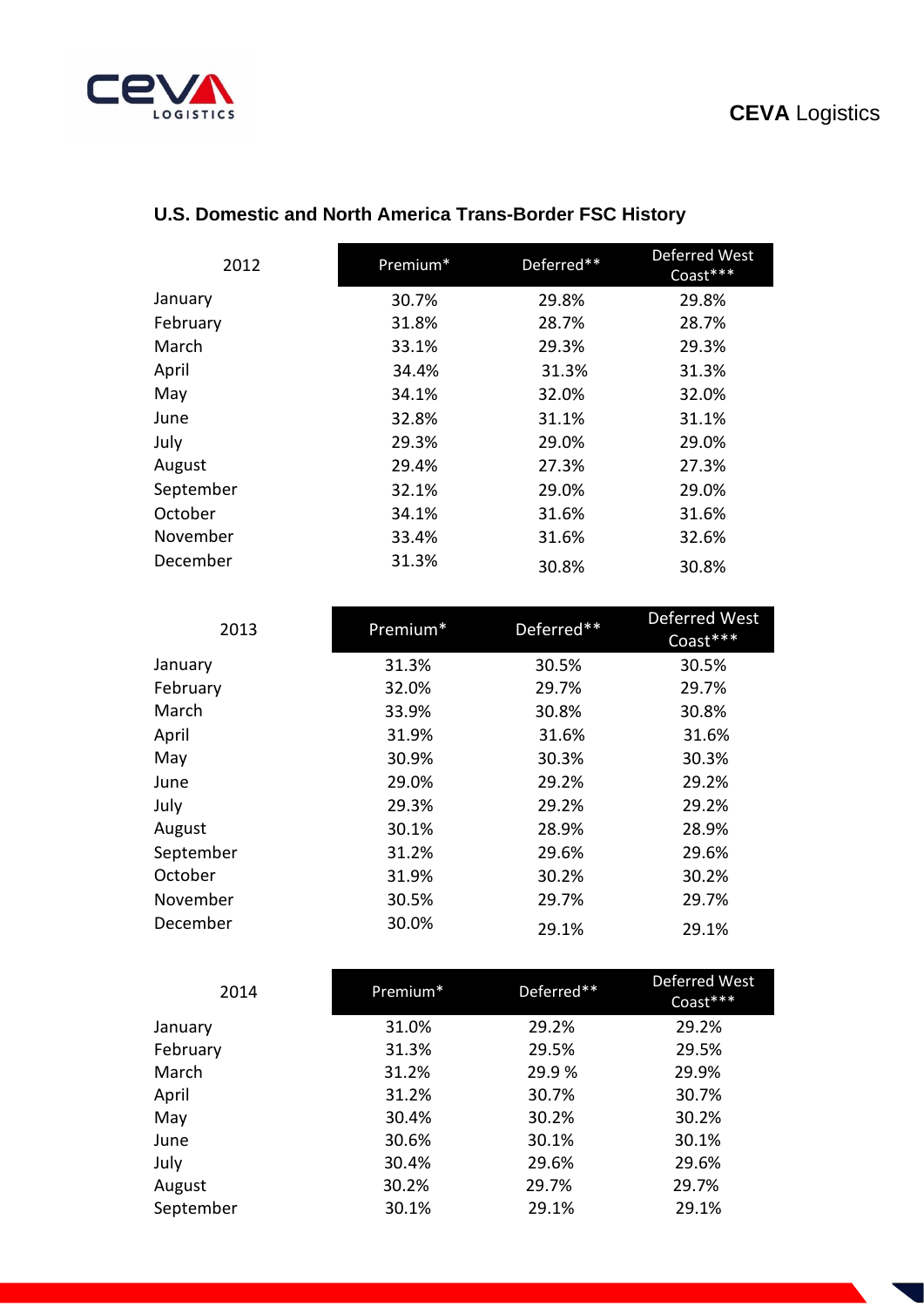## U.S. Domestic and North America Trans-Border FSC History

| 2012 | Premium* | Deferred** | Deferred West Coast*** |
|---|---|---|---|
| January | 30.7% | 29.8% | 29.8% |
| February | 31.8% | 28.7% | 28.7% |
| March | 33.1% | 29.3% | 29.3% |
| April | 34.4% | 31.3% | 31.3% |
| May | 34.1% | 32.0% | 32.0% |
| June | 32.8% | 31.1% | 31.1% |
| July | 29.3% | 29.0% | 29.0% |
| August | 29.4% | 27.3% | 27.3% |
| September | 32.1% | 29.0% | 29.0% |
| October | 34.1% | 31.6% | 31.6% |
| November | 33.4% | 31.6% | 32.6% |
| December | 31.3% | 30.8% | 30.8% |

| 2013 | Premium* | Deferred** | Deferred West Coast*** |
|---|---|---|---|
| January | 31.3% | 30.5% | 30.5% |
| February | 32.0% | 29.7% | 29.7% |
| March | 33.9% | 30.8% | 30.8% |
| April | 31.9% | 31.6% | 31.6% |
| May | 30.9% | 30.3% | 30.3% |
| June | 29.0% | 29.2% | 29.2% |
| July | 29.3% | 29.2% | 29.2% |
| August | 30.1% | 28.9% | 28.9% |
| September | 31.2% | 29.6% | 29.6% |
| October | 31.9% | 30.2% | 30.2% |
| November | 30.5% | 29.7% | 29.7% |
| December | 30.0% | 29.1% | 29.1% |

| 2014 | Premium* | Deferred** | Deferred West Coast*** |
|---|---|---|---|
| January | 31.0% | 29.2% | 29.2% |
| February | 31.3% | 29.5% | 29.5% |
| March | 31.2% | 29.9 % | 29.9% |
| April | 31.2% | 30.7% | 30.7% |
| May | 30.4% | 30.2% | 30.2% |
| June | 30.6% | 30.1% | 30.1% |
| July | 30.4% | 29.6% | 29.6% |
| August | 30.2% | 29.7% | 29.7% |
| September | 30.1% | 29.1% | 29.1% |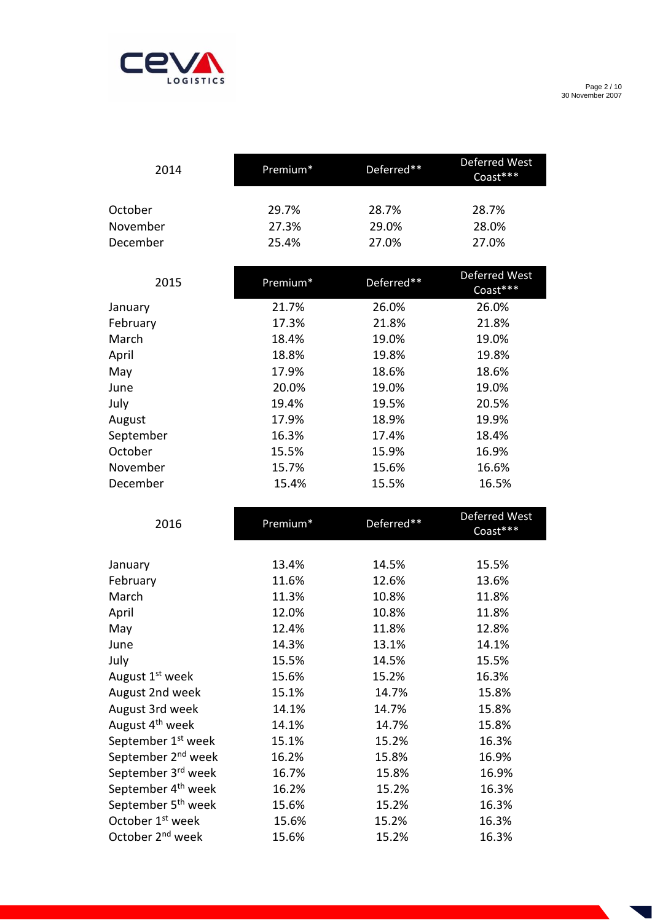| 2014 | Premium* | Deferred** | Deferred West Coast*** |
|---|---|---|---|
| October | 29.7% | 28.7% | 28.7% |
| November | 27.3% | 29.0% | 28.0% |
| December | 25.4% | 27.0% | 27.0% |

| 2015 | Premium* | Deferred** | Deferred West Coast*** |
|---|---|---|---|
| January | 21.7% | 26.0% | 26.0% |
| February | 17.3% | 21.8% | 21.8% |
| March | 18.4% | 19.0% | 19.0% |
| April | 18.8% | 19.8% | 19.8% |
| May | 17.9% | 18.6% | 18.6% |
| June | 20.0% | 19.0% | 19.0% |
| July | 19.4% | 19.5% | 20.5% |
| August | 17.9% | 18.9% | 19.9% |
| September | 16.3% | 17.4% | 18.4% |
| October | 15.5% | 15.9% | 16.9% |
| November | 15.7% | 15.6% | 16.6% |
| December | 15.4% | 15.5% | 16.5% |

| 2016 | Premium* | Deferred** | Deferred West Coast*** |
|---|---|---|---|
| January | 13.4% | 14.5% | 15.5% |
| February | 11.6% | 12.6% | 13.6% |
| March | 11.3% | 10.8% | 11.8% |
| April | 12.0% | 10.8% | 11.8% |
| May | 12.4% | 11.8% | 12.8% |
| June | 14.3% | 13.1% | 14.1% |
| July | 15.5% | 14.5% | 15.5% |
| August 1st week | 15.6% | 15.2% | 16.3% |
| August 2nd week | 15.1% | 14.7% | 15.8% |
| August 3rd week | 14.1% | 14.7% | 15.8% |
| August 4th week | 14.1% | 14.7% | 15.8% |
| September 1st week | 15.1% | 15.2% | 16.3% |
| September 2nd week | 16.2% | 15.8% | 16.9% |
| September 3rd week | 16.7% | 15.8% | 16.9% |
| September 4th week | 16.2% | 15.2% | 16.3% |
| September 5th week | 15.6% | 15.2% | 16.3% |
| October 1st week | 15.6% | 15.2% | 16.3% |
| October 2nd week | 15.6% | 15.2% | 16.3% |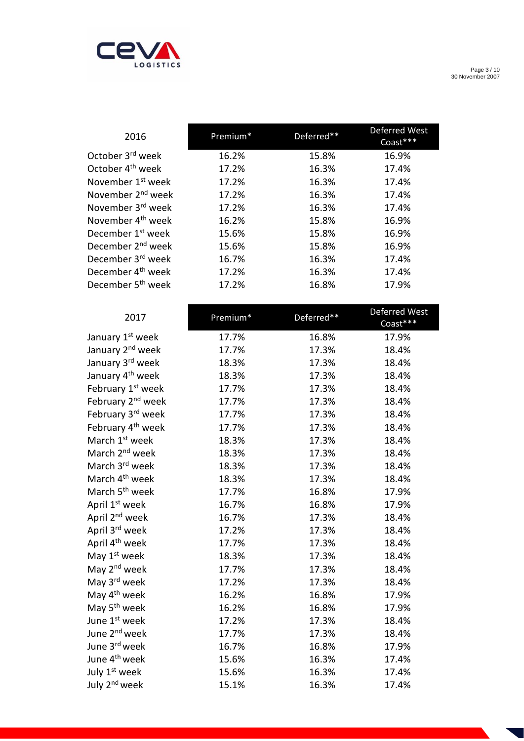| 2016 | Premium* | Deferred** | Deferred West Coast*** |
|---|---|---|---|
| October 3rd week | 16.2% | 15.8% | 16.9% |
| October 4th week | 17.2% | 16.3% | 17.4% |
| November 1st week | 17.2% | 16.3% | 17.4% |
| November 2nd week | 17.2% | 16.3% | 17.4% |
| November 3rd week | 17.2% | 16.3% | 17.4% |
| November 4th week | 16.2% | 15.8% | 16.9% |
| December 1st week | 15.6% | 15.8% | 16.9% |
| December 2nd week | 15.6% | 15.8% | 16.9% |
| December 3rd week | 16.7% | 16.3% | 17.4% |
| December 4th week | 17.2% | 16.3% | 17.4% |
| December 5th week | 17.2% | 16.8% | 17.9% |

| 2017 | Premium* | Deferred** | Deferred West Coast*** |
|---|---|---|---|
| January 1st week | 17.7% | 16.8% | 17.9% |
| January 2nd week | 17.7% | 17.3% | 18.4% |
| January 3rd week | 18.3% | 17.3% | 18.4% |
| January 4th week | 18.3% | 17.3% | 18.4% |
| February 1st week | 17.7% | 17.3% | 18.4% |
| February 2nd week | 17.7% | 17.3% | 18.4% |
| February 3rd week | 17.7% | 17.3% | 18.4% |
| February 4th week | 17.7% | 17.3% | 18.4% |
| March 1st week | 18.3% | 17.3% | 18.4% |
| March 2nd week | 18.3% | 17.3% | 18.4% |
| March 3rd week | 18.3% | 17.3% | 18.4% |
| March 4th week | 18.3% | 17.3% | 18.4% |
| March 5th week | 17.7% | 16.8% | 17.9% |
| April 1st week | 16.7% | 16.8% | 17.9% |
| April 2nd week | 16.7% | 17.3% | 18.4% |
| April 3rd week | 17.2% | 17.3% | 18.4% |
| April 4th week | 17.7% | 17.3% | 18.4% |
| May 1st week | 18.3% | 17.3% | 18.4% |
| May 2nd week | 17.7% | 17.3% | 18.4% |
| May 3rd week | 17.2% | 17.3% | 18.4% |
| May 4th week | 16.2% | 16.8% | 17.9% |
| May 5th week | 16.2% | 16.8% | 17.9% |
| June 1st week | 17.2% | 17.3% | 18.4% |
| June 2nd week | 17.7% | 17.3% | 18.4% |
| June 3rd week | 16.7% | 16.8% | 17.9% |
| June 4th week | 15.6% | 16.3% | 17.4% |
| July 1st week | 15.6% | 16.3% | 17.4% |
| July 2nd week | 15.1% | 16.3% | 17.4% |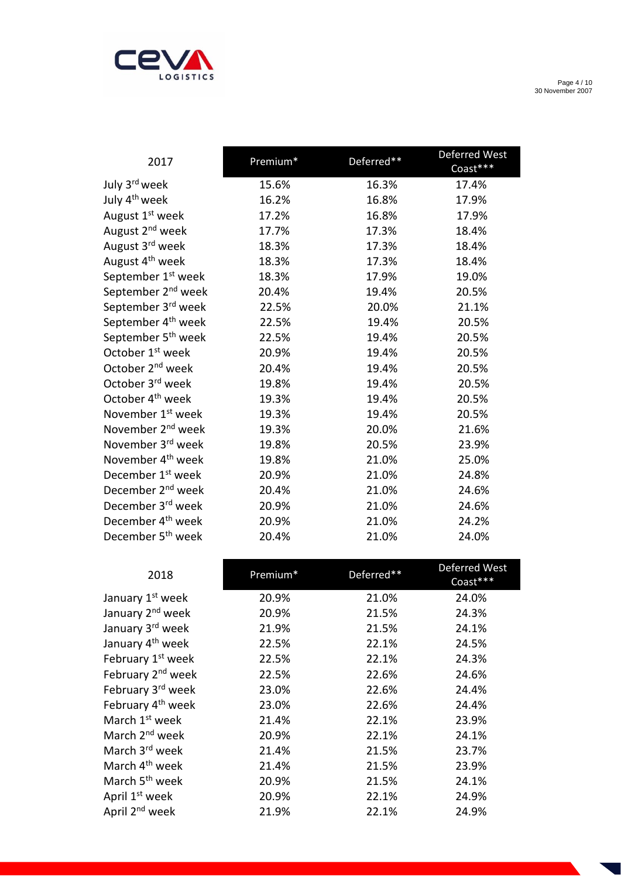| 2017 | Premium* | Deferred** | Deferred West Coast*** |
|---|---|---|---|
| July 3rd week | 15.6% | 16.3% | 17.4% |
| July 4th week | 16.2% | 16.8% | 17.9% |
| August 1st week | 17.2% | 16.8% | 17.9% |
| August 2nd week | 17.7% | 17.3% | 18.4% |
| August 3rd week | 18.3% | 17.3% | 18.4% |
| August 4th week | 18.3% | 17.3% | 18.4% |
| September 1st week | 18.3% | 17.9% | 19.0% |
| September 2nd week | 20.4% | 19.4% | 20.5% |
| September 3rd week | 22.5% | 20.0% | 21.1% |
| September 4th week | 22.5% | 19.4% | 20.5% |
| September 5th week | 22.5% | 19.4% | 20.5% |
| October 1st week | 20.9% | 19.4% | 20.5% |
| October 2nd week | 20.4% | 19.4% | 20.5% |
| October 3rd week | 19.8% | 19.4% | 20.5% |
| October 4th week | 19.3% | 19.4% | 20.5% |
| November 1st week | 19.3% | 19.4% | 20.5% |
| November 2nd week | 19.3% | 20.0% | 21.6% |
| November 3rd week | 19.8% | 20.5% | 23.9% |
| November 4th week | 19.8% | 21.0% | 25.0% |
| December 1st week | 20.9% | 21.0% | 24.8% |
| December 2nd week | 20.4% | 21.0% | 24.6% |
| December 3rd week | 20.9% | 21.0% | 24.6% |
| December 4th week | 20.9% | 21.0% | 24.2% |
| December 5th week | 20.4% | 21.0% | 24.0% |

| 2018 | Premium* | Deferred** | Deferred West Coast*** |
|---|---|---|---|
| January 1st week | 20.9% | 21.0% | 24.0% |
| January 2nd week | 20.9% | 21.5% | 24.3% |
| January 3rd week | 21.9% | 21.5% | 24.1% |
| January 4th week | 22.5% | 22.1% | 24.5% |
| February 1st week | 22.5% | 22.1% | 24.3% |
| February 2nd week | 22.5% | 22.6% | 24.6% |
| February 3rd week | 23.0% | 22.6% | 24.4% |
| February 4th week | 23.0% | 22.6% | 24.4% |
| March 1st week | 21.4% | 22.1% | 23.9% |
| March 2nd week | 20.9% | 22.1% | 24.1% |
| March 3rd week | 21.4% | 21.5% | 23.7% |
| March 4th week | 21.4% | 21.5% | 23.9% |
| March 5th week | 20.9% | 21.5% | 24.1% |
| April 1st week | 20.9% | 22.1% | 24.9% |
| April 2nd week | 21.9% | 22.1% | 24.9% |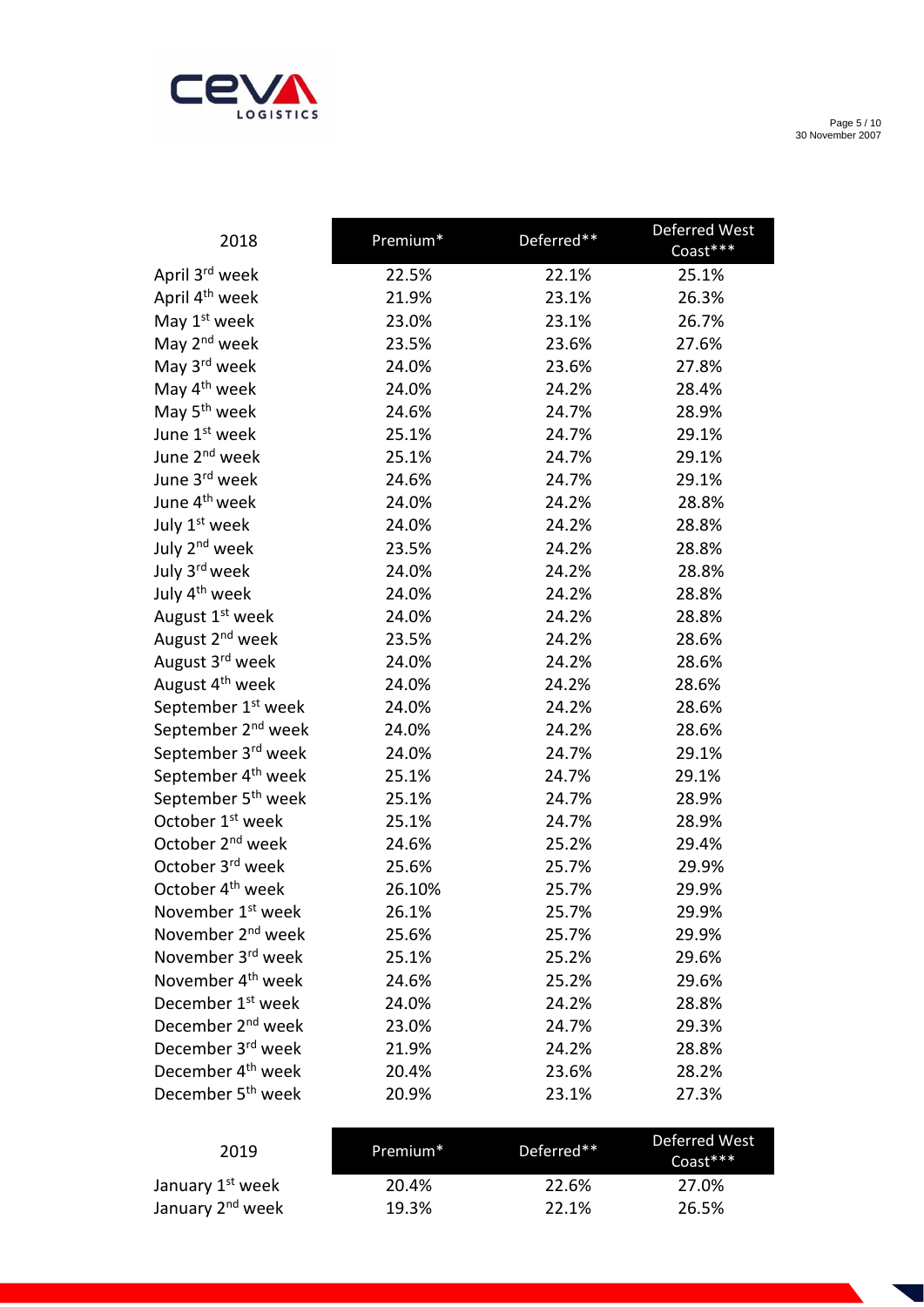| 2018 | Premium* | Deferred** | Deferred West Coast*** |
|---|---|---|---|
| April 3rd week | 22.5% | 22.1% | 25.1% |
| April 4th week | 21.9% | 23.1% | 26.3% |
| May 1st week | 23.0% | 23.1% | 26.7% |
| May 2nd week | 23.5% | 23.6% | 27.6% |
| May 3rd week | 24.0% | 23.6% | 27.8% |
| May 4th week | 24.0% | 24.2% | 28.4% |
| May 5th week | 24.6% | 24.7% | 28.9% |
| June 1st week | 25.1% | 24.7% | 29.1% |
| June 2nd week | 25.1% | 24.7% | 29.1% |
| June 3rd week | 24.6% | 24.7% | 29.1% |
| June 4th week | 24.0% | 24.2% | 28.8% |
| July 1st week | 24.0% | 24.2% | 28.8% |
| July 2nd week | 23.5% | 24.2% | 28.8% |
| July 3rd week | 24.0% | 24.2% | 28.8% |
| July 4th week | 24.0% | 24.2% | 28.8% |
| August 1st week | 24.0% | 24.2% | 28.8% |
| August 2nd week | 23.5% | 24.2% | 28.6% |
| August 3rd week | 24.0% | 24.2% | 28.6% |
| August 4th week | 24.0% | 24.2% | 28.6% |
| September 1st week | 24.0% | 24.2% | 28.6% |
| September 2nd week | 24.0% | 24.2% | 28.6% |
| September 3rd week | 24.0% | 24.7% | 29.1% |
| September 4th week | 25.1% | 24.7% | 29.1% |
| September 5th week | 25.1% | 24.7% | 28.9% |
| October 1st week | 25.1% | 24.7% | 28.9% |
| October 2nd week | 24.6% | 25.2% | 29.4% |
| October 3rd week | 25.6% | 25.7% | 29.9% |
| October 4th week | 26.10% | 25.7% | 29.9% |
| November 1st week | 26.1% | 25.7% | 29.9% |
| November 2nd week | 25.6% | 25.7% | 29.9% |
| November 3rd week | 25.1% | 25.2% | 29.6% |
| November 4th week | 24.6% | 25.2% | 29.6% |
| December 1st week | 24.0% | 24.2% | 28.8% |
| December 2nd week | 23.0% | 24.7% | 29.3% |
| December 3rd week | 21.9% | 24.2% | 28.8% |
| December 4th week | 20.4% | 23.6% | 28.2% |
| December 5th week | 20.9% | 23.1% | 27.3% |

| 2019 | Premium* | Deferred** | Deferred West Coast*** |
|---|---|---|---|
| January 1st week | 20.4% | 22.6% | 27.0% |
| January 2nd week | 19.3% | 22.1% | 26.5% |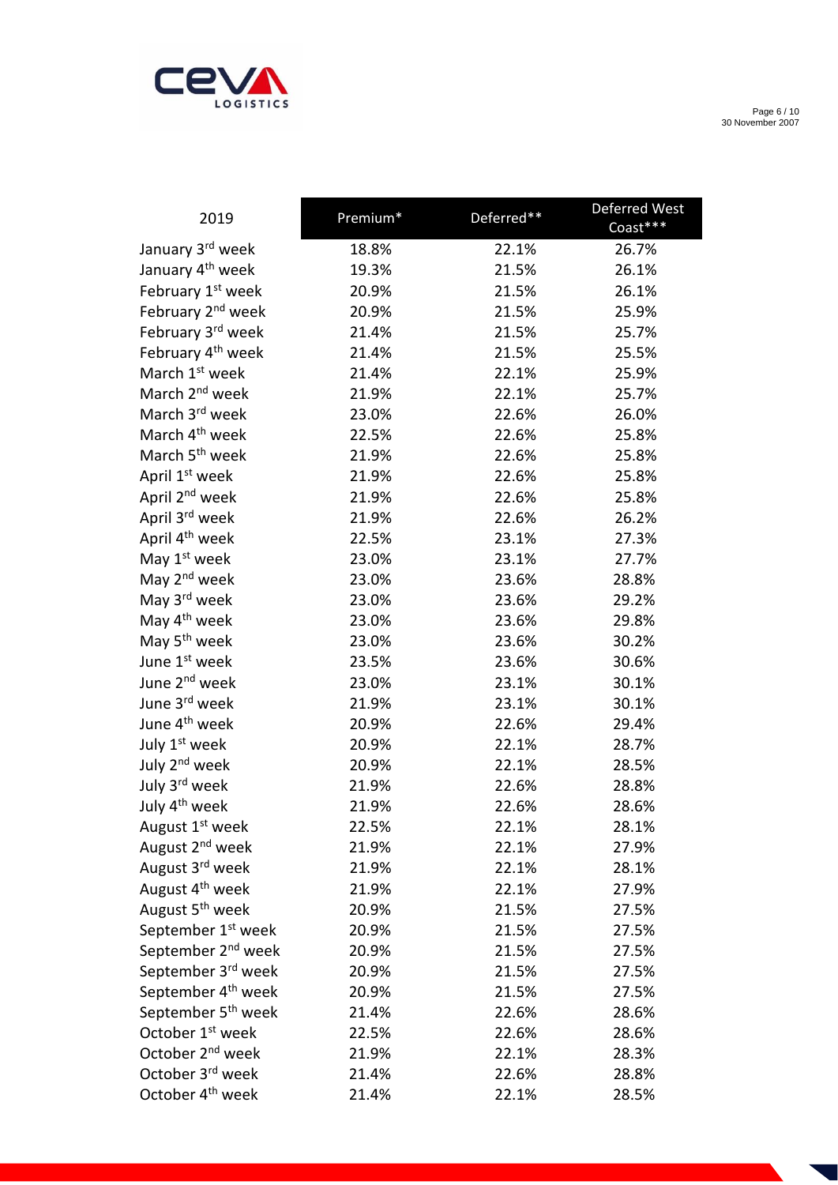| 2019 | Premium* | Deferred** | Deferred West Coast*** |
|---|---|---|---|
| January 3rd week | 18.8% | 22.1% | 26.7% |
| January 4th week | 19.3% | 21.5% | 26.1% |
| February 1st week | 20.9% | 21.5% | 26.1% |
| February 2nd week | 20.9% | 21.5% | 25.9% |
| February 3rd week | 21.4% | 21.5% | 25.7% |
| February 4th week | 21.4% | 21.5% | 25.5% |
| March 1st week | 21.4% | 22.1% | 25.9% |
| March 2nd week | 21.9% | 22.1% | 25.7% |
| March 3rd week | 23.0% | 22.6% | 26.0% |
| March 4th week | 22.5% | 22.6% | 25.8% |
| March 5th week | 21.9% | 22.6% | 25.8% |
| April 1st week | 21.9% | 22.6% | 25.8% |
| April 2nd week | 21.9% | 22.6% | 25.8% |
| April 3rd week | 21.9% | 22.6% | 26.2% |
| April 4th week | 22.5% | 23.1% | 27.3% |
| May 1st week | 23.0% | 23.1% | 27.7% |
| May 2nd week | 23.0% | 23.6% | 28.8% |
| May 3rd week | 23.0% | 23.6% | 29.2% |
| May 4th week | 23.0% | 23.6% | 29.8% |
| May 5th week | 23.0% | 23.6% | 30.2% |
| June 1st week | 23.5% | 23.6% | 30.6% |
| June 2nd week | 23.0% | 23.1% | 30.1% |
| June 3rd week | 21.9% | 23.1% | 30.1% |
| June 4th week | 20.9% | 22.6% | 29.4% |
| July 1st week | 20.9% | 22.1% | 28.7% |
| July 2nd week | 20.9% | 22.1% | 28.5% |
| July 3rd week | 21.9% | 22.6% | 28.8% |
| July 4th week | 21.9% | 22.6% | 28.6% |
| August 1st week | 22.5% | 22.1% | 28.1% |
| August 2nd week | 21.9% | 22.1% | 27.9% |
| August 3rd week | 21.9% | 22.1% | 28.1% |
| August 4th week | 21.9% | 22.1% | 27.9% |
| August 5th week | 20.9% | 21.5% | 27.5% |
| September 1st week | 20.9% | 21.5% | 27.5% |
| September 2nd week | 20.9% | 21.5% | 27.5% |
| September 3rd week | 20.9% | 21.5% | 27.5% |
| September 4th week | 20.9% | 21.5% | 27.5% |
| September 5th week | 21.4% | 22.6% | 28.6% |
| October 1st week | 22.5% | 22.6% | 28.6% |
| October 2nd week | 21.9% | 22.1% | 28.3% |
| October 3rd week | 21.4% | 22.6% | 28.8% |
| October 4th week | 21.4% | 22.1% | 28.5% |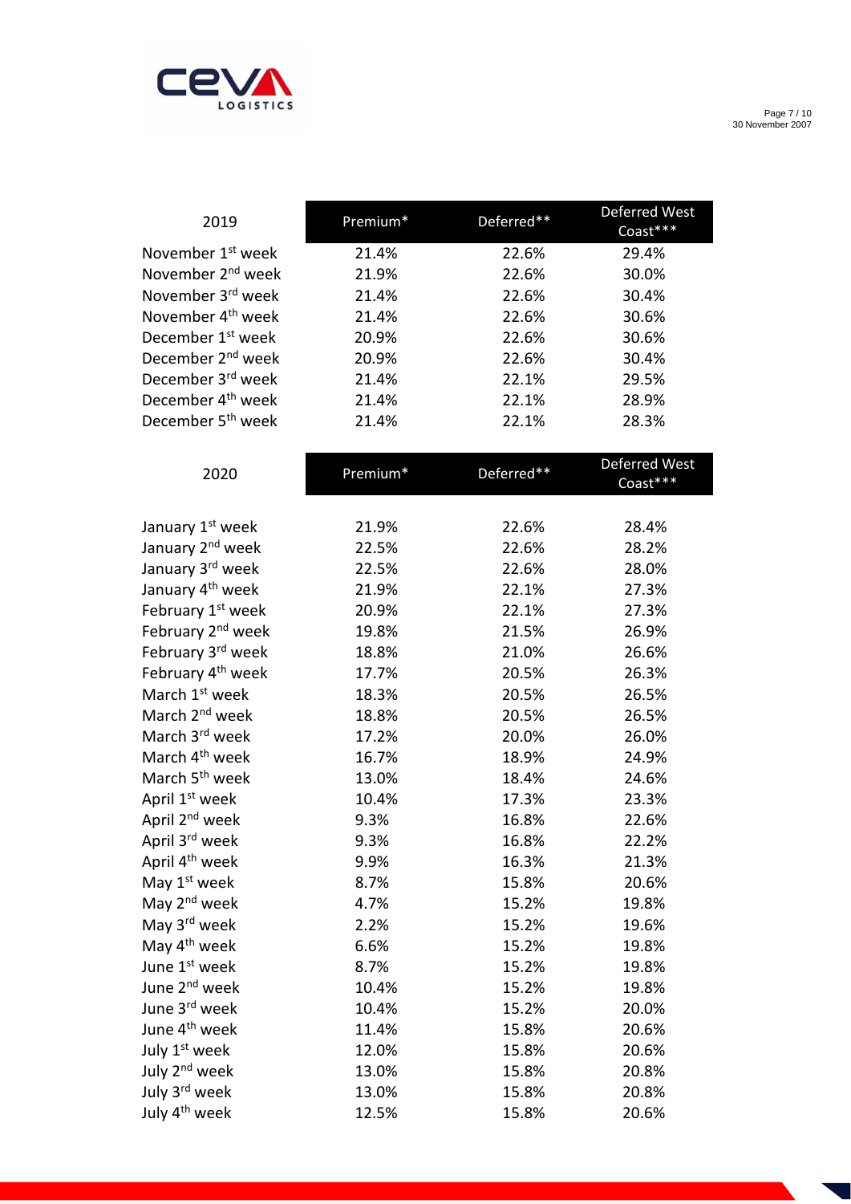| 2019 | Premium* | Deferred** | Deferred West Coast*** |
|---|---|---|---|
| November 1st week | 21.4% | 22.6% | 29.4% |
| November 2nd week | 21.9% | 22.6% | 30.0% |
| November 3rd week | 21.4% | 22.6% | 30.4% |
| November 4th week | 21.4% | 22.6% | 30.6% |
| December 1st week | 20.9% | 22.6% | 30.6% |
| December 2nd week | 20.9% | 22.6% | 30.4% |
| December 3rd week | 21.4% | 22.1% | 29.5% |
| December 4th week | 21.4% | 22.1% | 28.9% |
| December 5th week | 21.4% | 22.1% | 28.3% |

| 2020 | Premium* | Deferred** | Deferred West Coast*** |
|---|---|---|---|
| January 1st week | 21.9% | 22.6% | 28.4% |
| January 2nd week | 22.5% | 22.6% | 28.2% |
| January 3rd week | 22.5% | 22.6% | 28.0% |
| January 4th week | 21.9% | 22.1% | 27.3% |
| February 1st week | 20.9% | 22.1% | 27.3% |
| February 2nd week | 19.8% | 21.5% | 26.9% |
| February 3rd week | 18.8% | 21.0% | 26.6% |
| February 4th week | 17.7% | 20.5% | 26.3% |
| March 1st week | 18.3% | 20.5% | 26.5% |
| March 2nd week | 18.8% | 20.5% | 26.5% |
| March 3rd week | 17.2% | 20.0% | 26.0% |
| March 4th week | 16.7% | 18.9% | 24.9% |
| March 5th week | 13.0% | 18.4% | 24.6% |
| April 1st week | 10.4% | 17.3% | 23.3% |
| April 2nd week | 9.3% | 16.8% | 22.6% |
| April 3rd week | 9.3% | 16.8% | 22.2% |
| April 4th week | 9.9% | 16.3% | 21.3% |
| May 1st week | 8.7% | 15.8% | 20.6% |
| May 2nd week | 4.7% | 15.2% | 19.8% |
| May 3rd week | 2.2% | 15.2% | 19.6% |
| May 4th week | 6.6% | 15.2% | 19.8% |
| June 1st week | 8.7% | 15.2% | 19.8% |
| June 2nd week | 10.4% | 15.2% | 19.8% |
| June 3rd week | 10.4% | 15.2% | 20.0% |
| June 4th week | 11.4% | 15.8% | 20.6% |
| July 1st week | 12.0% | 15.8% | 20.6% |
| July 2nd week | 13.0% | 15.8% | 20.8% |
| July 3rd week | 13.0% | 15.8% | 20.8% |
| July 4th week | 12.5% | 15.8% | 20.6% |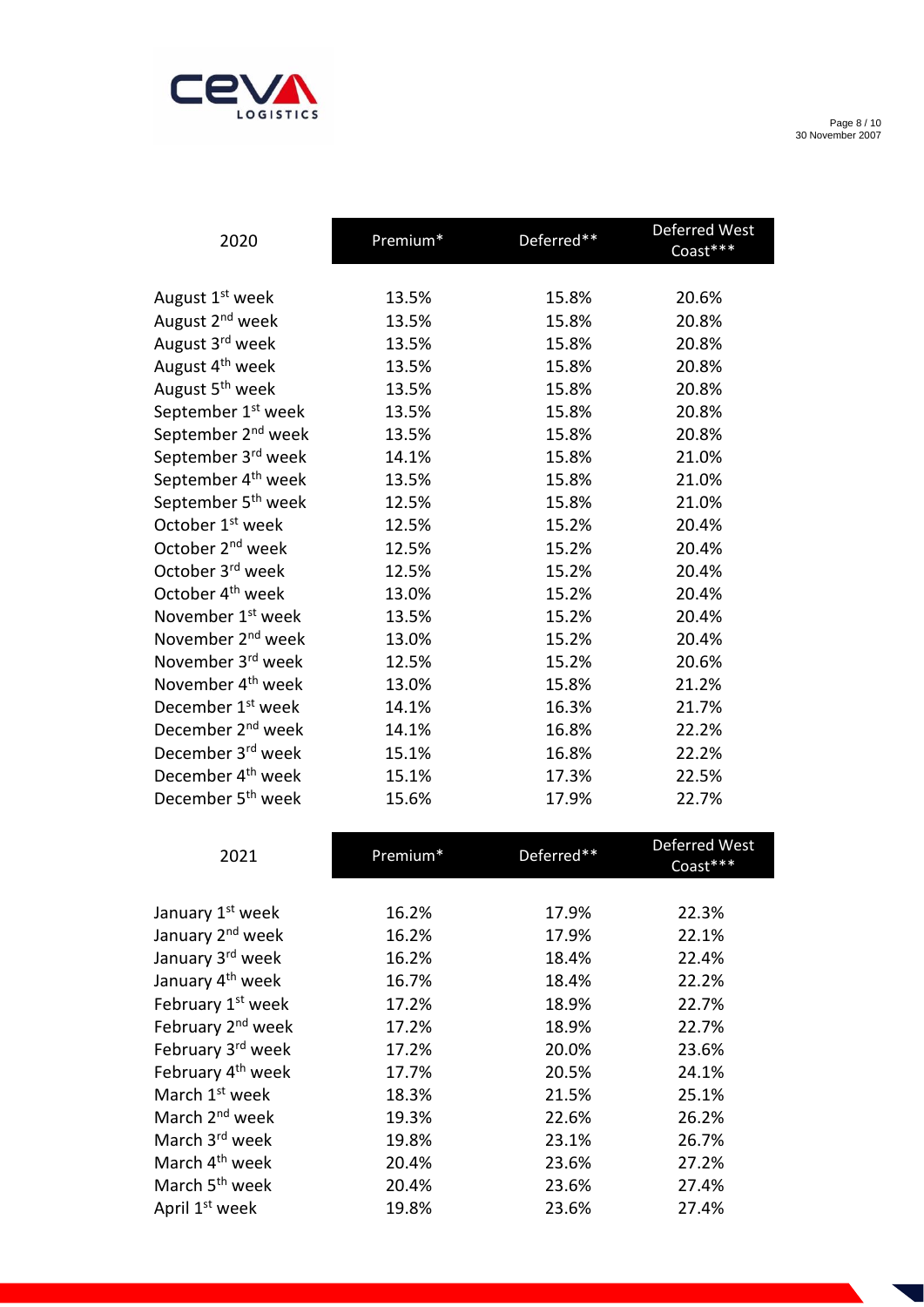| 2020 | Premium* | Deferred** | Deferred West Coast*** |
|---|---|---|---|
| August 1st week | 13.5% | 15.8% | 20.6% |
| August 2nd week | 13.5% | 15.8% | 20.8% |
| August 3rd week | 13.5% | 15.8% | 20.8% |
| August 4th week | 13.5% | 15.8% | 20.8% |
| August 5th week | 13.5% | 15.8% | 20.8% |
| September 1st week | 13.5% | 15.8% | 20.8% |
| September 2nd week | 13.5% | 15.8% | 20.8% |
| September 3rd week | 14.1% | 15.8% | 21.0% |
| September 4th week | 13.5% | 15.8% | 21.0% |
| September 5th week | 12.5% | 15.8% | 21.0% |
| October 1st week | 12.5% | 15.2% | 20.4% |
| October 2nd week | 12.5% | 15.2% | 20.4% |
| October 3rd week | 12.5% | 15.2% | 20.4% |
| October 4th week | 13.0% | 15.2% | 20.4% |
| November 1st week | 13.5% | 15.2% | 20.4% |
| November 2nd week | 13.0% | 15.2% | 20.4% |
| November 3rd week | 12.5% | 15.2% | 20.6% |
| November 4th week | 13.0% | 15.8% | 21.2% |
| December 1st week | 14.1% | 16.3% | 21.7% |
| December 2nd week | 14.1% | 16.8% | 22.2% |
| December 3rd week | 15.1% | 16.8% | 22.2% |
| December 4th week | 15.1% | 17.3% | 22.5% |
| December 5th week | 15.6% | 17.9% | 22.7% |

| 2021 | Premium* | Deferred** | Deferred West Coast*** |
|---|---|---|---|
| January 1st week | 16.2% | 17.9% | 22.3% |
| January 2nd week | 16.2% | 17.9% | 22.1% |
| January 3rd week | 16.2% | 18.4% | 22.4% |
| January 4th week | 16.7% | 18.4% | 22.2% |
| February 1st week | 17.2% | 18.9% | 22.7% |
| February 2nd week | 17.2% | 18.9% | 22.7% |
| February 3rd week | 17.2% | 20.0% | 23.6% |
| February 4th week | 17.7% | 20.5% | 24.1% |
| March 1st week | 18.3% | 21.5% | 25.1% |
| March 2nd week | 19.3% | 22.6% | 26.2% |
| March 3rd week | 19.8% | 23.1% | 26.7% |
| March 4th week | 20.4% | 23.6% | 27.2% |
| March 5th week | 20.4% | 23.6% | 27.4% |
| April 1st week | 19.8% | 23.6% | 27.4% |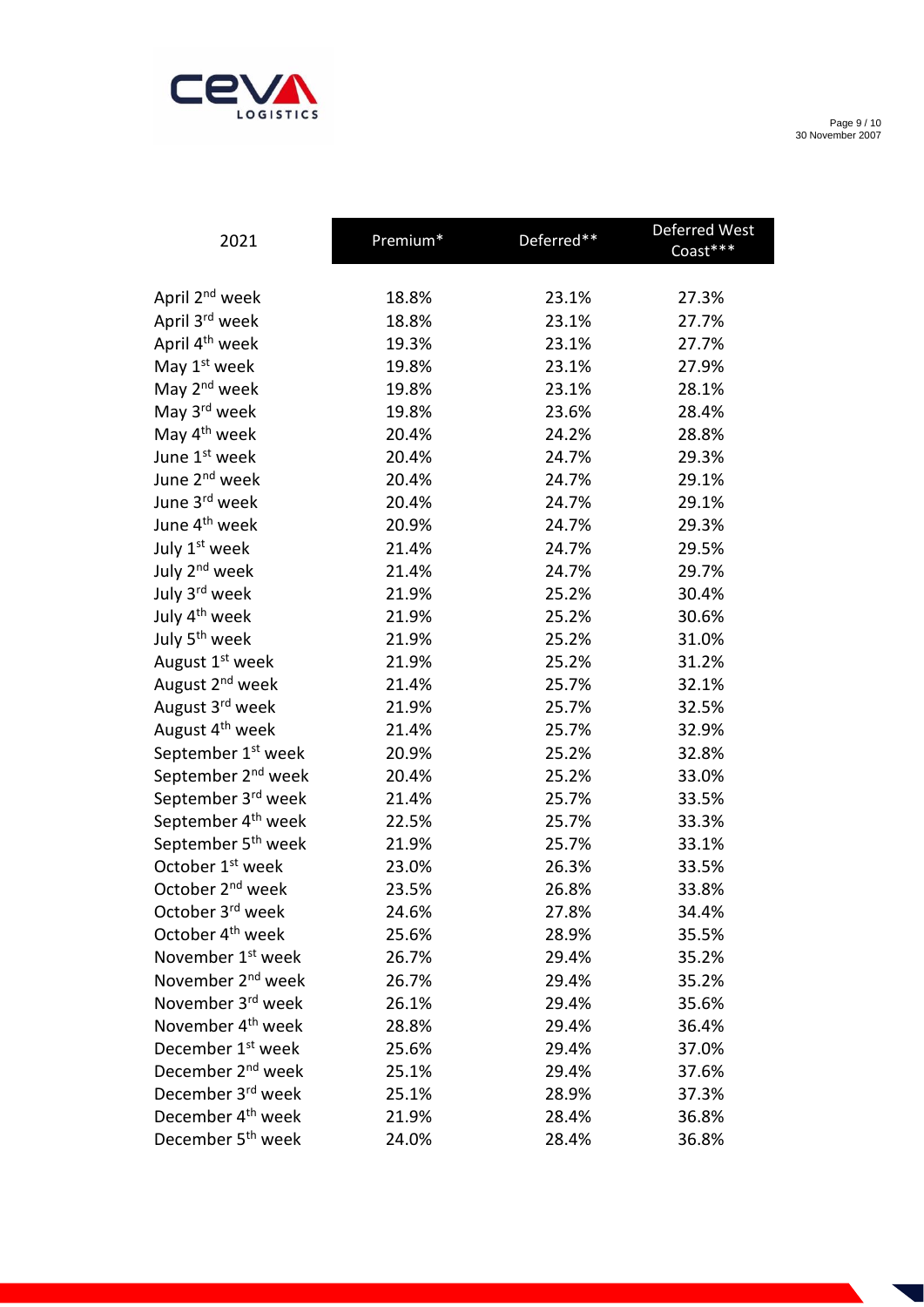| 2021 | Premium* | Deferred** | Deferred West Coast*** |
|---|---|---|---|
| April 2nd week | 18.8% | 23.1% | 27.3% |
| April 3rd week | 18.8% | 23.1% | 27.7% |
| April 4th week | 19.3% | 23.1% | 27.7% |
| May 1st week | 19.8% | 23.1% | 27.9% |
| May 2nd week | 19.8% | 23.1% | 28.1% |
| May 3rd week | 19.8% | 23.6% | 28.4% |
| May 4th week | 20.4% | 24.2% | 28.8% |
| June 1st week | 20.4% | 24.7% | 29.3% |
| June 2nd week | 20.4% | 24.7% | 29.1% |
| June 3rd week | 20.4% | 24.7% | 29.1% |
| June 4th week | 20.9% | 24.7% | 29.3% |
| July 1st week | 21.4% | 24.7% | 29.5% |
| July 2nd week | 21.4% | 24.7% | 29.7% |
| July 3rd week | 21.9% | 25.2% | 30.4% |
| July 4th week | 21.9% | 25.2% | 30.6% |
| July 5th week | 21.9% | 25.2% | 31.0% |
| August 1st week | 21.9% | 25.2% | 31.2% |
| August 2nd week | 21.4% | 25.7% | 32.1% |
| August 3rd week | 21.9% | 25.7% | 32.5% |
| August 4th week | 21.4% | 25.7% | 32.9% |
| September 1st week | 20.9% | 25.2% | 32.8% |
| September 2nd week | 20.4% | 25.2% | 33.0% |
| September 3rd week | 21.4% | 25.7% | 33.5% |
| September 4th week | 22.5% | 25.7% | 33.3% |
| September 5th week | 21.9% | 25.7% | 33.1% |
| October 1st week | 23.0% | 26.3% | 33.5% |
| October 2nd week | 23.5% | 26.8% | 33.8% |
| October 3rd week | 24.6% | 27.8% | 34.4% |
| October 4th week | 25.6% | 28.9% | 35.5% |
| November 1st week | 26.7% | 29.4% | 35.2% |
| November 2nd week | 26.7% | 29.4% | 35.2% |
| November 3rd week | 26.1% | 29.4% | 35.6% |
| November 4th week | 28.8% | 29.4% | 36.4% |
| December 1st week | 25.6% | 29.4% | 37.0% |
| December 2nd week | 25.1% | 29.4% | 37.6% |
| December 3rd week | 25.1% | 28.9% | 37.3% |
| December 4th week | 21.9% | 28.4% | 36.8% |
| December 5th week | 24.0% | 28.4% | 36.8% |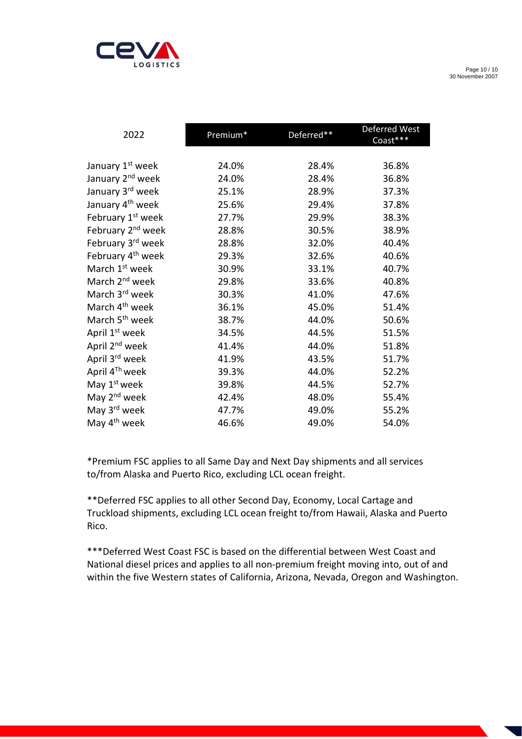| 2022 | Premium* | Deferred** | Deferred West Coast*** |
|---|---|---|---|
| January 1st week | 24.0% | 28.4% | 36.8% |
| January 2nd week | 24.0% | 28.4% | 36.8% |
| January 3rd week | 25.1% | 28.9% | 37.3% |
| January 4th week | 25.6% | 29.4% | 37.8% |
| February 1st week | 27.7% | 29.9% | 38.3% |
| February 2nd week | 28.8% | 30.5% | 38.9% |
| February 3rd week | 28.8% | 32.0% | 40.4% |
| February 4th week | 29.3% | 32.6% | 40.6% |
| March 1st week | 30.9% | 33.1% | 40.7% |
| March 2nd week | 29.8% | 33.6% | 40.8% |
| March 3rd week | 30.3% | 41.0% | 47.6% |
| March 4th week | 36.1% | 45.0% | 51.4% |
| March 5th week | 38.7% | 44.0% | 50.6% |
| April 1st week | 34.5% | 44.5% | 51.5% |
| April 2nd week | 41.4% | 44.0% | 51.8% |
| April 3rd week | 41.9% | 43.5% | 51.7% |
| April 4Th week | 39.3% | 44.0% | 52.2% |
| May 1st week | 39.8% | 44.5% | 52.7% |
| May 2nd week | 42.4% | 48.0% | 55.4% |
| May 3rd week | 47.7% | 49.0% | 55.2% |
| May 4th week | 46.6% | 49.0% | 54.0% |

*Premium FSC applies to all Same Day and Next Day shipments and all services to/from Alaska and Puerto Rico, excluding LCL ocean freight.

**Deferred FSC applies to all other Second Day, Economy, Local Cartage and Truckload shipments, excluding LCL ocean freight to/from Hawaii, Alaska and Puerto Rico.

***Deferred West Coast FSC is based on the differential between West Coast and National diesel prices and applies to all non-premium freight moving into, out of and within the five Western states of California, Arizona, Nevada, Oregon and Washington.